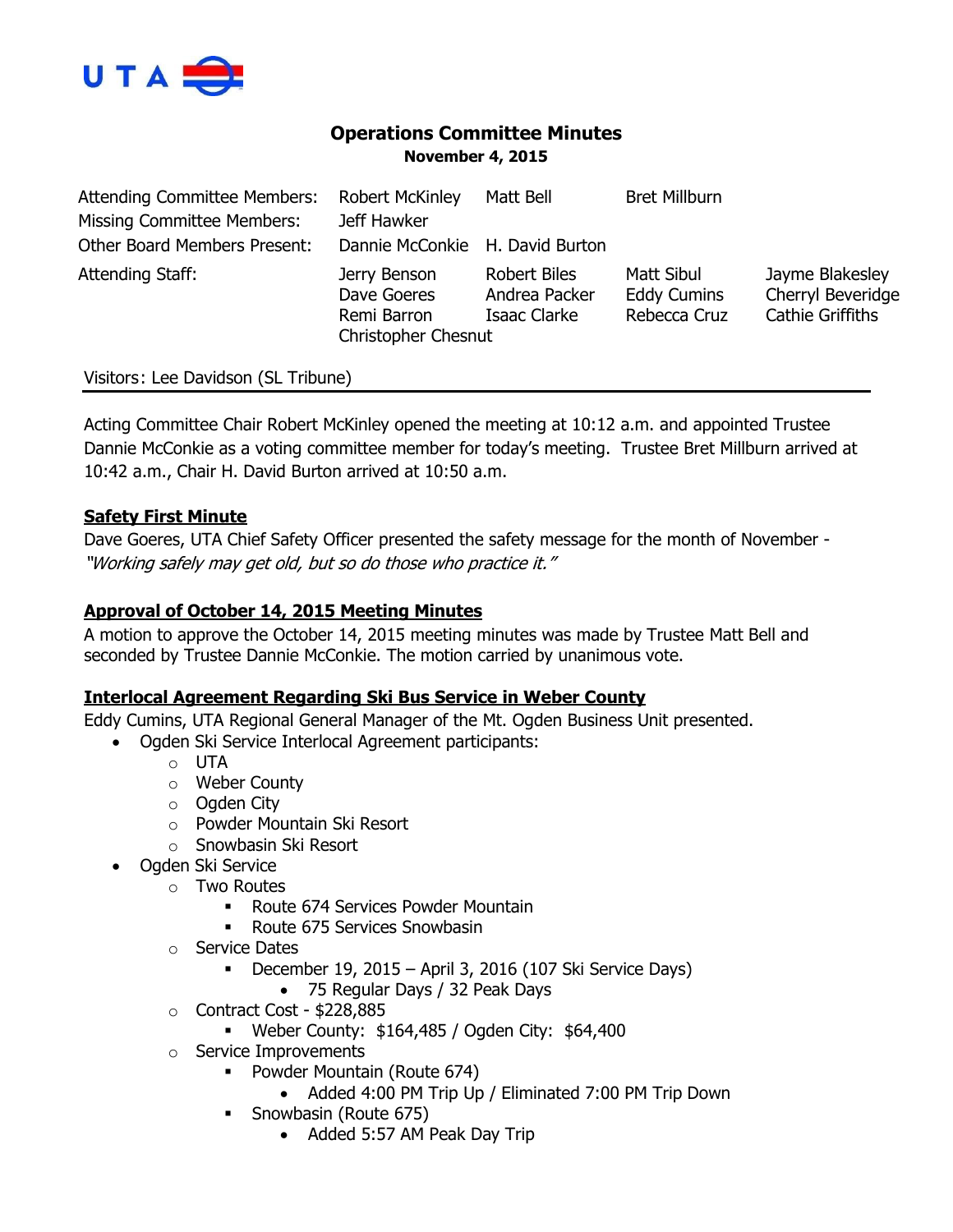UTA

# Operations Committee Minutes

**November 4, 2015**

| | | | | |
|---|---|---|---|---|
| Attending Committee Members: | Robert McKinley | Matt Bell | Bret Millburn | |
| Missing Committee Members: | Jeff Hawker | | | |
| Other Board Members Present: | Dannie McConkie | H. David Burton | | |
| Attending Staff: | Jerry Benson | Robert Biles | Matt Sibul | Jayme Blakesley |
| | Dave Goeres | Andrea Packer | Eddy Cumins | Cherryl Beveridge |
| | Remi Barron | Isaac Clarke | Rebecca Cruz | Cathie Griffiths |
| | Christopher Chesnut | | | |

Visitors: Lee Davidson (SL Tribune)

Acting Committee Chair Robert McKinley opened the meeting at 10:12 a.m. and appointed Trustee Dannie McConkie as a voting committee member for today's meeting. Trustee Bret Millburn arrived at 10:42 a.m., Chair H. David Burton arrived at 10:50 a.m.

**Safety First Minute**

Dave Goeres, UTA Chief Safety Officer presented the safety message for the month of November - *"Working safely may get old, but so do those who practice it."*

**Approval of October 14, 2015 Meeting Minutes**

A motion to approve the October 14, 2015 meeting minutes was made by Trustee Matt Bell and seconded by Trustee Dannie McConkie. The motion carried by unanimous vote.

**Interlocal Agreement Regarding Ski Bus Service in Weber County**

Eddy Cumins, UTA Regional General Manager of the Mt. Ogden Business Unit presented.

- Ogden Ski Service Interlocal Agreement participants:
  - UTA
  - Weber County
  - Ogden City
  - Powder Mountain Ski Resort
  - Snowbasin Ski Resort
- Ogden Ski Service
  - Two Routes
    - Route 674 Services Powder Mountain
    - Route 675 Services Snowbasin
  - Service Dates
    - December 19, 2015 – April 3, 2016 (107 Ski Service Days)
      - 75 Regular Days / 32 Peak Days
  - Contract Cost - $228,885
    - Weber County: $164,485 / Ogden City: $64,400
  - Service Improvements
    - Powder Mountain (Route 674)
      - Added 4:00 PM Trip Up / Eliminated 7:00 PM Trip Down
    - Snowbasin (Route 675)
      - Added 5:57 AM Peak Day Trip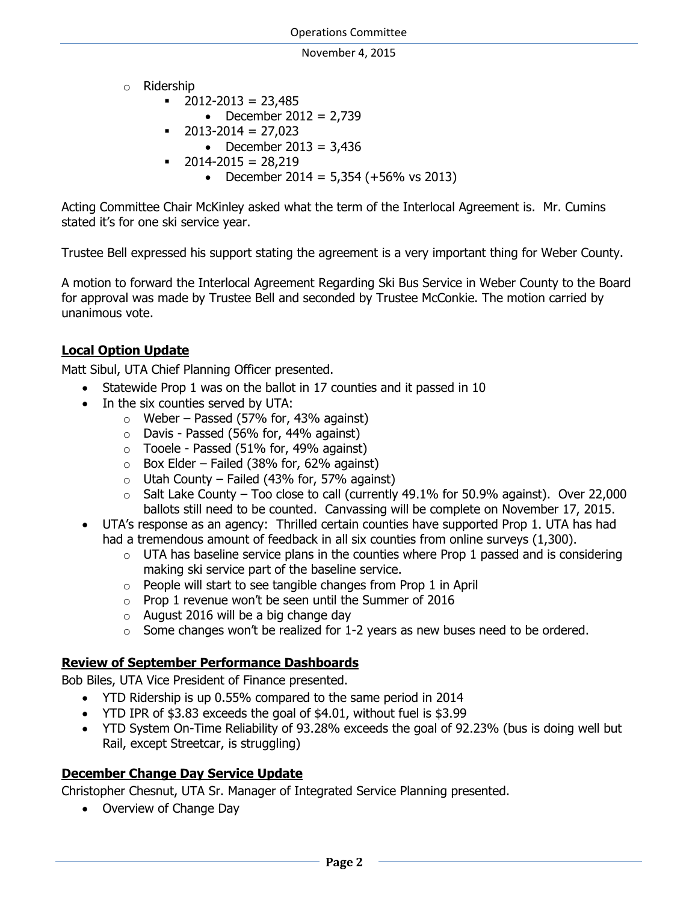- Ridership
  - 2012-2013 = 23,485
    - December 2012 = 2,739
  - 2013-2014 = 27,023
    - December 2013 = 3,436
  - 2014-2015 = 28,219
    - December 2014 = 5,354 (+56% vs 2013)

Acting Committee Chair McKinley asked what the term of the Interlocal Agreement is. Mr. Cumins stated it's for one ski service year.

Trustee Bell expressed his support stating the agreement is a very important thing for Weber County.

A motion to forward the Interlocal Agreement Regarding Ski Bus Service in Weber County to the Board for approval was made by Trustee Bell and seconded by Trustee McConkie. The motion carried by unanimous vote.

## Local Option Update

Matt Sibul, UTA Chief Planning Officer presented.

- Statewide Prop 1 was on the ballot in 17 counties and it passed in 10
- In the six counties served by UTA:
  - Weber – Passed (57% for, 43% against)
  - Davis - Passed (56% for, 44% against)
  - Tooele - Passed (51% for, 49% against)
  - Box Elder – Failed (38% for, 62% against)
  - Utah County – Failed (43% for, 57% against)
  - Salt Lake County – Too close to call (currently 49.1% for 50.9% against). Over 22,000 ballots still need to be counted. Canvassing will be complete on November 17, 2015.
- UTA's response as an agency: Thrilled certain counties have supported Prop 1. UTA has had had a tremendous amount of feedback in all six counties from online surveys (1,300).
  - UTA has baseline service plans in the counties where Prop 1 passed and is considering making ski service part of the baseline service.
  - People will start to see tangible changes from Prop 1 in April
  - Prop 1 revenue won't be seen until the Summer of 2016
  - August 2016 will be a big change day
  - Some changes won't be realized for 1-2 years as new buses need to be ordered.

## Review of September Performance Dashboards

Bob Biles, UTA Vice President of Finance presented.

- YTD Ridership is up 0.55% compared to the same period in 2014
- YTD IPR of $3.83 exceeds the goal of $4.01, without fuel is $3.99
- YTD System On-Time Reliability of 93.28% exceeds the goal of 92.23% (bus is doing well but Rail, except Streetcar, is struggling)

## December Change Day Service Update

Christopher Chesnut, UTA Sr. Manager of Integrated Service Planning presented.

- Overview of Change Day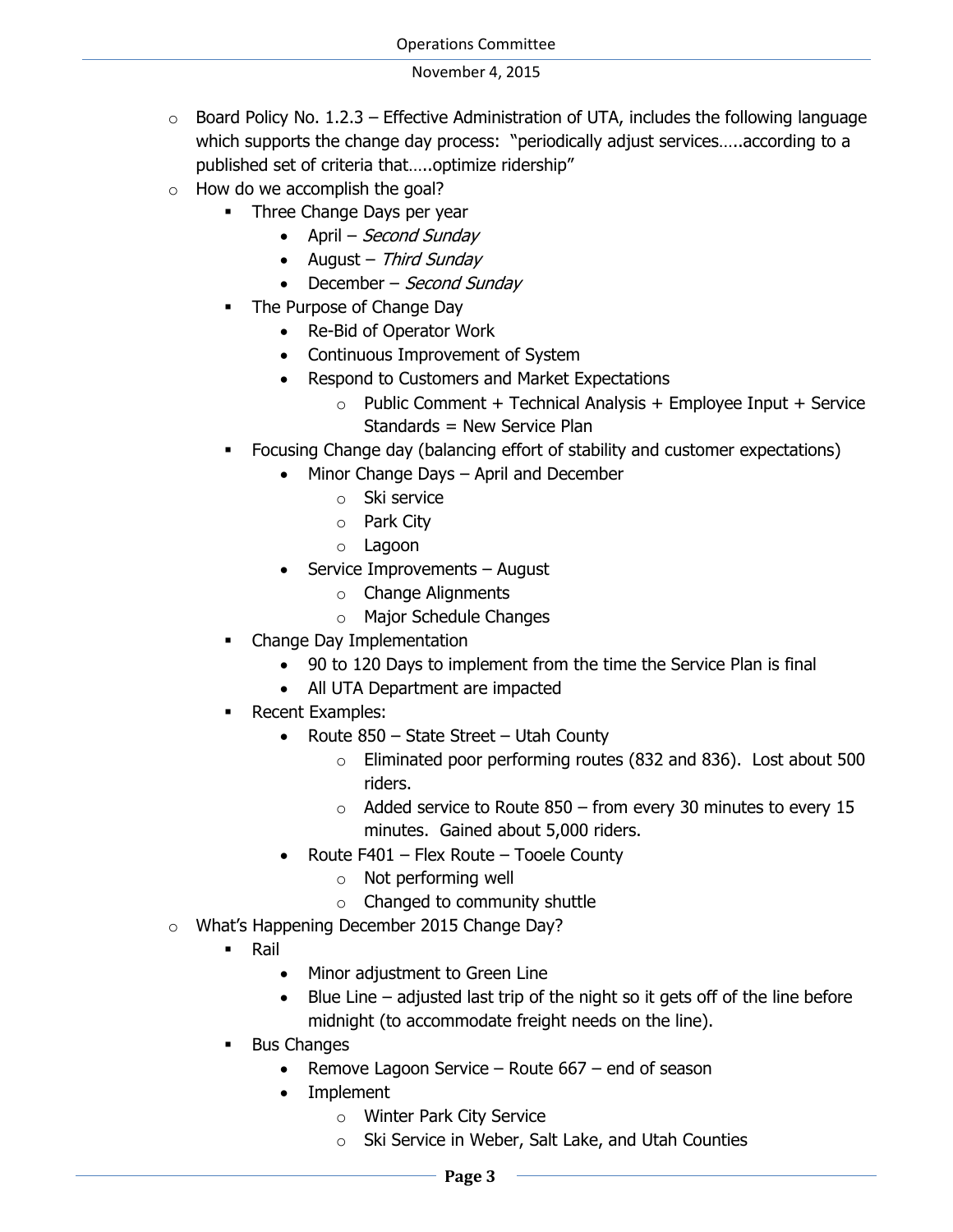- Board Policy No. 1.2.3 – Effective Administration of UTA, includes the following language which supports the change day process: "periodically adjust services…..according to a published set of criteria that…..optimize ridership"
- How do we accomplish the goal?
  - Three Change Days per year
    - April – *Second Sunday*
    - August – *Third Sunday*
    - December – *Second Sunday*
  - The Purpose of Change Day
    - Re-Bid of Operator Work
    - Continuous Improvement of System
    - Respond to Customers and Market Expectations
      - Public Comment + Technical Analysis + Employee Input + Service Standards = New Service Plan
  - Focusing Change day (balancing effort of stability and customer expectations)
    - Minor Change Days – April and December
      - Ski service
      - Park City
      - Lagoon
    - Service Improvements – August
      - Change Alignments
      - Major Schedule Changes
  - Change Day Implementation
    - 90 to 120 Days to implement from the time the Service Plan is final
    - All UTA Department are impacted
  - Recent Examples:
    - Route 850 – State Street – Utah County
      - Eliminated poor performing routes (832 and 836). Lost about 500 riders.
      - Added service to Route 850 – from every 30 minutes to every 15 minutes. Gained about 5,000 riders.
    - Route F401 – Flex Route – Tooele County
      - Not performing well
      - Changed to community shuttle
- What's Happening December 2015 Change Day?
  - Rail
    - Minor adjustment to Green Line
    - Blue Line – adjusted last trip of the night so it gets off of the line before midnight (to accommodate freight needs on the line).
  - Bus Changes
    - Remove Lagoon Service – Route 667 – end of season
    - Implement
      - Winter Park City Service
      - Ski Service in Weber, Salt Lake, and Utah Counties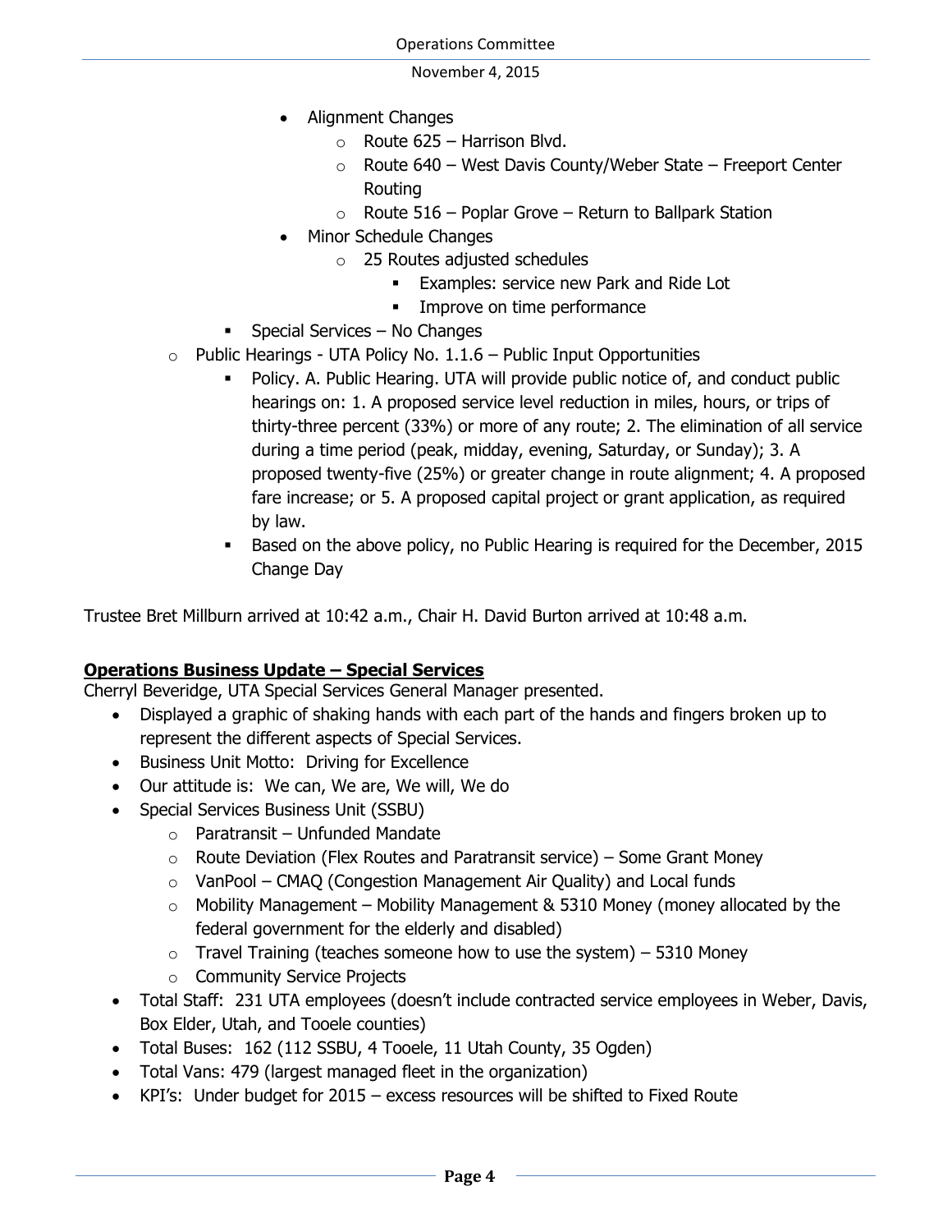- Alignment Changes
    - Route 625 – Harrison Blvd.
    - Route 640 – West Davis County/Weber State – Freeport Center Routing
    - Route 516 – Poplar Grove – Return to Ballpark Station
- Minor Schedule Changes
    - 25 Routes adjusted schedules
        - Examples: service new Park and Ride Lot
        - Improve on time performance
- Special Services – No Changes
- Public Hearings - UTA Policy No. 1.1.6 – Public Input Opportunities
    - Policy. A. Public Hearing. UTA will provide public notice of, and conduct public hearings on: 1. A proposed service level reduction in miles, hours, or trips of thirty-three percent (33%) or more of any route; 2. The elimination of all service during a time period (peak, midday, evening, Saturday, or Sunday); 3. A proposed twenty-five (25%) or greater change in route alignment; 4. A proposed fare increase; or 5. A proposed capital project or grant application, as required by law.
    - Based on the above policy, no Public Hearing is required for the December, 2015 Change Day

Trustee Bret Millburn arrived at 10:42 a.m., Chair H. David Burton arrived at 10:48 a.m.

**Operations Business Update – Special Services**

Cherryl Beveridge, UTA Special Services General Manager presented.

- Displayed a graphic of shaking hands with each part of the hands and fingers broken up to represent the different aspects of Special Services.
- Business Unit Motto: Driving for Excellence
- Our attitude is: We can, We are, We will, We do
- Special Services Business Unit (SSBU)
    - Paratransit – Unfunded Mandate
    - Route Deviation (Flex Routes and Paratransit service) – Some Grant Money
    - VanPool – CMAQ (Congestion Management Air Quality) and Local funds
    - Mobility Management – Mobility Management & 5310 Money (money allocated by the federal government for the elderly and disabled)
    - Travel Training (teaches someone how to use the system) – 5310 Money
    - Community Service Projects
- Total Staff: 231 UTA employees (doesn't include contracted service employees in Weber, Davis, Box Elder, Utah, and Tooele counties)
- Total Buses: 162 (112 SSBU, 4 Tooele, 11 Utah County, 35 Ogden)
- Total Vans: 479 (largest managed fleet in the organization)
- KPI's: Under budget for 2015 – excess resources will be shifted to Fixed Route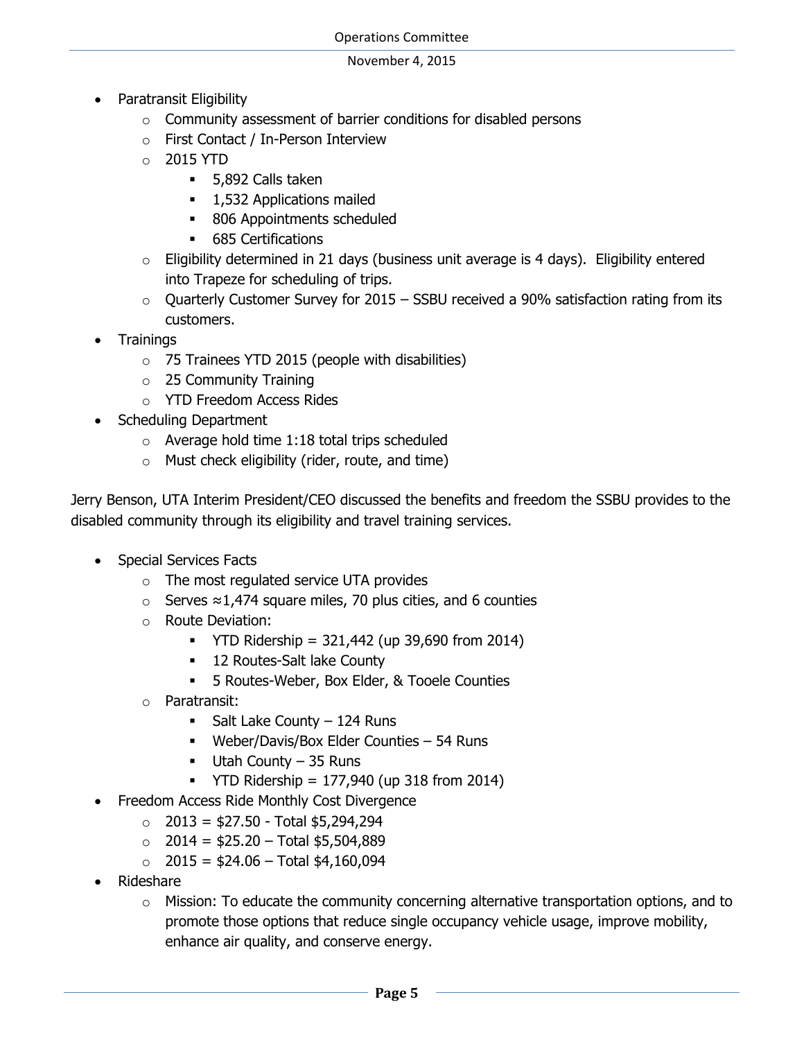- Paratransit Eligibility
    - Community assessment of barrier conditions for disabled persons
    - First Contact / In-Person Interview
    - 2015 YTD
        - 5,892 Calls taken
        - 1,532 Applications mailed
        - 806 Appointments scheduled
        - 685 Certifications
    - Eligibility determined in 21 days (business unit average is 4 days). Eligibility entered into Trapeze for scheduling of trips.
    - Quarterly Customer Survey for 2015 – SSBU received a 90% satisfaction rating from its customers.
- Trainings
    - 75 Trainees YTD 2015 (people with disabilities)
    - 25 Community Training
    - YTD Freedom Access Rides
- Scheduling Department
    - Average hold time 1:18 total trips scheduled
    - Must check eligibility (rider, route, and time)

Jerry Benson, UTA Interim President/CEO discussed the benefits and freedom the SSBU provides to the disabled community through its eligibility and travel training services.

- Special Services Facts
    - The most regulated service UTA provides
    - Serves ≈1,474 square miles, 70 plus cities, and 6 counties
    - Route Deviation:
        - YTD Ridership = 321,442 (up 39,690 from 2014)
        - 12 Routes-Salt lake County
        - 5 Routes-Weber, Box Elder, & Tooele Counties
    - Paratransit:
        - Salt Lake County – 124 Runs
        - Weber/Davis/Box Elder Counties – 54 Runs
        - Utah County – 35 Runs
        - YTD Ridership = 177,940 (up 318 from 2014)
- Freedom Access Ride Monthly Cost Divergence
    - 2013 = $27.50 - Total $5,294,294
    - 2014 = $25.20 – Total $5,504,889
    - 2015 = $24.06 – Total $4,160,094
- Rideshare
    - Mission: To educate the community concerning alternative transportation options, and to promote those options that reduce single occupancy vehicle usage, improve mobility, enhance air quality, and conserve energy.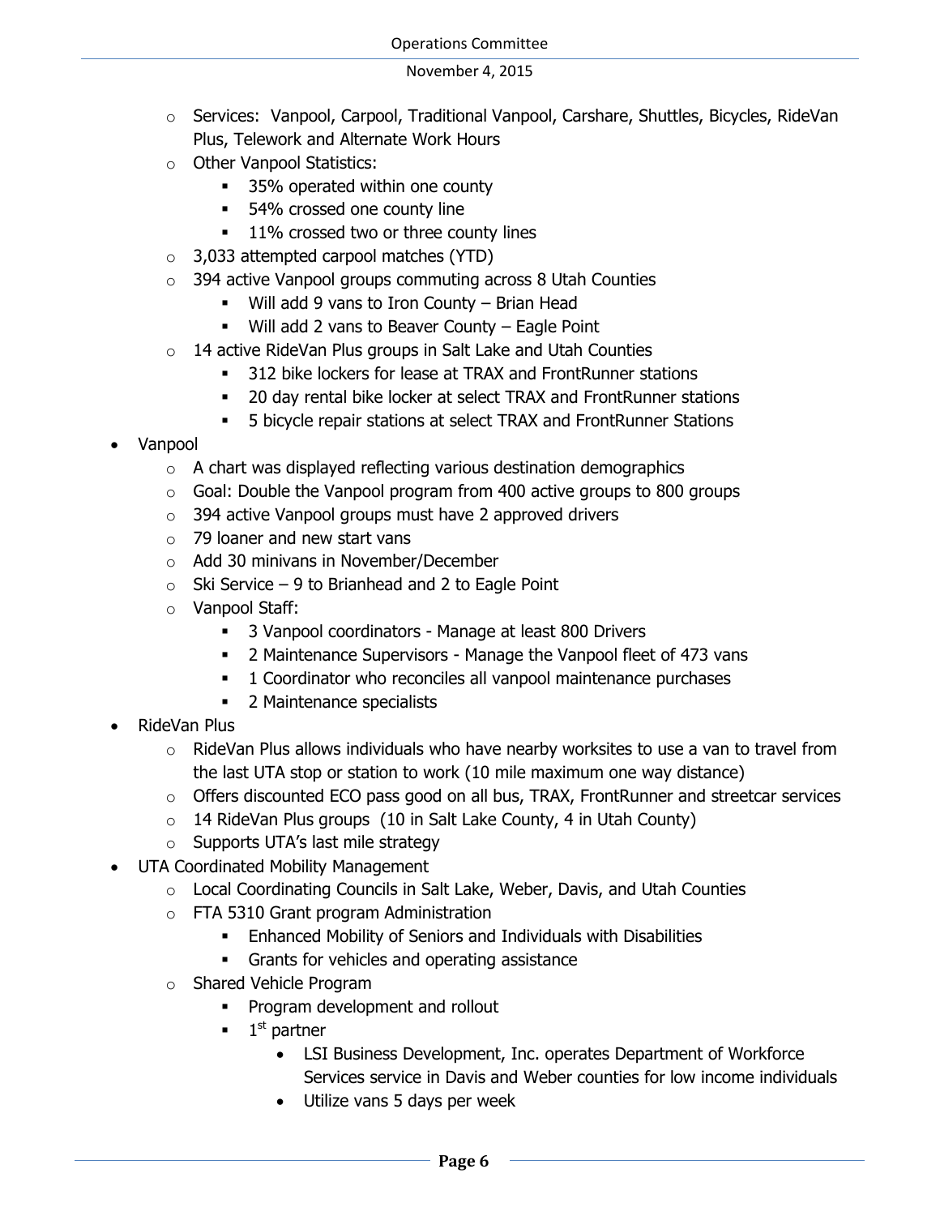- Services: Vanpool, Carpool, Traditional Vanpool, Carshare, Shuttles, Bicycles, RideVan Plus, Telework and Alternate Work Hours
    - Other Vanpool Statistics:
        - 35% operated within one county
        - 54% crossed one county line
        - 11% crossed two or three county lines
    - 3,033 attempted carpool matches (YTD)
    - 394 active Vanpool groups commuting across 8 Utah Counties
        - Will add 9 vans to Iron County – Brian Head
        - Will add 2 vans to Beaver County – Eagle Point
    - 14 active RideVan Plus groups in Salt Lake and Utah Counties
        - 312 bike lockers for lease at TRAX and FrontRunner stations
        - 20 day rental bike locker at select TRAX and FrontRunner stations
        - 5 bicycle repair stations at select TRAX and FrontRunner Stations
- Vanpool
    - A chart was displayed reflecting various destination demographics
    - Goal: Double the Vanpool program from 400 active groups to 800 groups
    - 394 active Vanpool groups must have 2 approved drivers
    - 79 loaner and new start vans
    - Add 30 minivans in November/December
    - Ski Service – 9 to Brianhead and 2 to Eagle Point
    - Vanpool Staff:
        - 3 Vanpool coordinators - Manage at least 800 Drivers
        - 2 Maintenance Supervisors - Manage the Vanpool fleet of 473 vans
        - 1 Coordinator who reconciles all vanpool maintenance purchases
        - 2 Maintenance specialists
- RideVan Plus
    - RideVan Plus allows individuals who have nearby worksites to use a van to travel from the last UTA stop or station to work (10 mile maximum one way distance)
    - Offers discounted ECO pass good on all bus, TRAX, FrontRunner and streetcar services
    - 14 RideVan Plus groups (10 in Salt Lake County, 4 in Utah County)
    - Supports UTA's last mile strategy
- UTA Coordinated Mobility Management
    - Local Coordinating Councils in Salt Lake, Weber, Davis, and Utah Counties
    - FTA 5310 Grant program Administration
        - Enhanced Mobility of Seniors and Individuals with Disabilities
        - Grants for vehicles and operating assistance
    - Shared Vehicle Program
        - Program development and rollout
        - 1st partner
            - LSI Business Development, Inc. operates Department of Workforce Services service in Davis and Weber counties for low income individuals
            - Utilize vans 5 days per week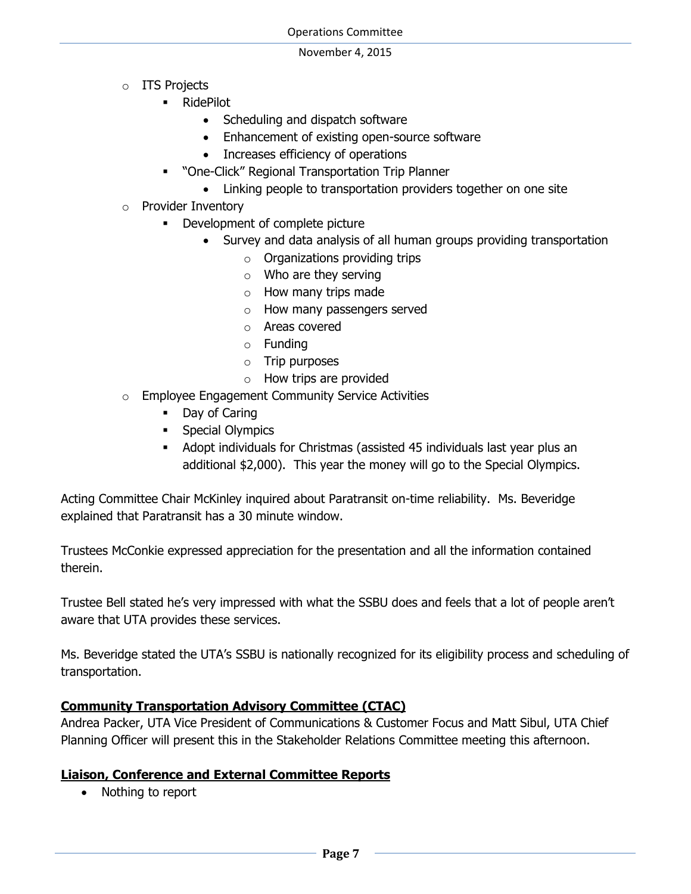- ITS Projects
    - RidePilot
        - Scheduling and dispatch software
        - Enhancement of existing open-source software
        - Increases efficiency of operations
    - "One-Click" Regional Transportation Trip Planner
        - Linking people to transportation providers together on one site
- Provider Inventory
    - Development of complete picture
        - Survey and data analysis of all human groups providing transportation
            - Organizations providing trips
            - Who are they serving
            - How many trips made
            - How many passengers served
            - Areas covered
            - Funding
            - Trip purposes
            - How trips are provided
- Employee Engagement Community Service Activities
    - Day of Caring
    - Special Olympics
    - Adopt individuals for Christmas (assisted 45 individuals last year plus an additional $2,000). This year the money will go to the Special Olympics.

Acting Committee Chair McKinley inquired about Paratransit on-time reliability. Ms. Beveridge explained that Paratransit has a 30 minute window.

Trustees McConkie expressed appreciation for the presentation and all the information contained therein.

Trustee Bell stated he's very impressed with what the SSBU does and feels that a lot of people aren't aware that UTA provides these services.

Ms. Beveridge stated the UTA's SSBU is nationally recognized for its eligibility process and scheduling of transportation.

**Community Transportation Advisory Committee (CTAC)**

Andrea Packer, UTA Vice President of Communications & Customer Focus and Matt Sibul, UTA Chief Planning Officer will present this in the Stakeholder Relations Committee meeting this afternoon.

**Liaison, Conference and External Committee Reports**

- Nothing to report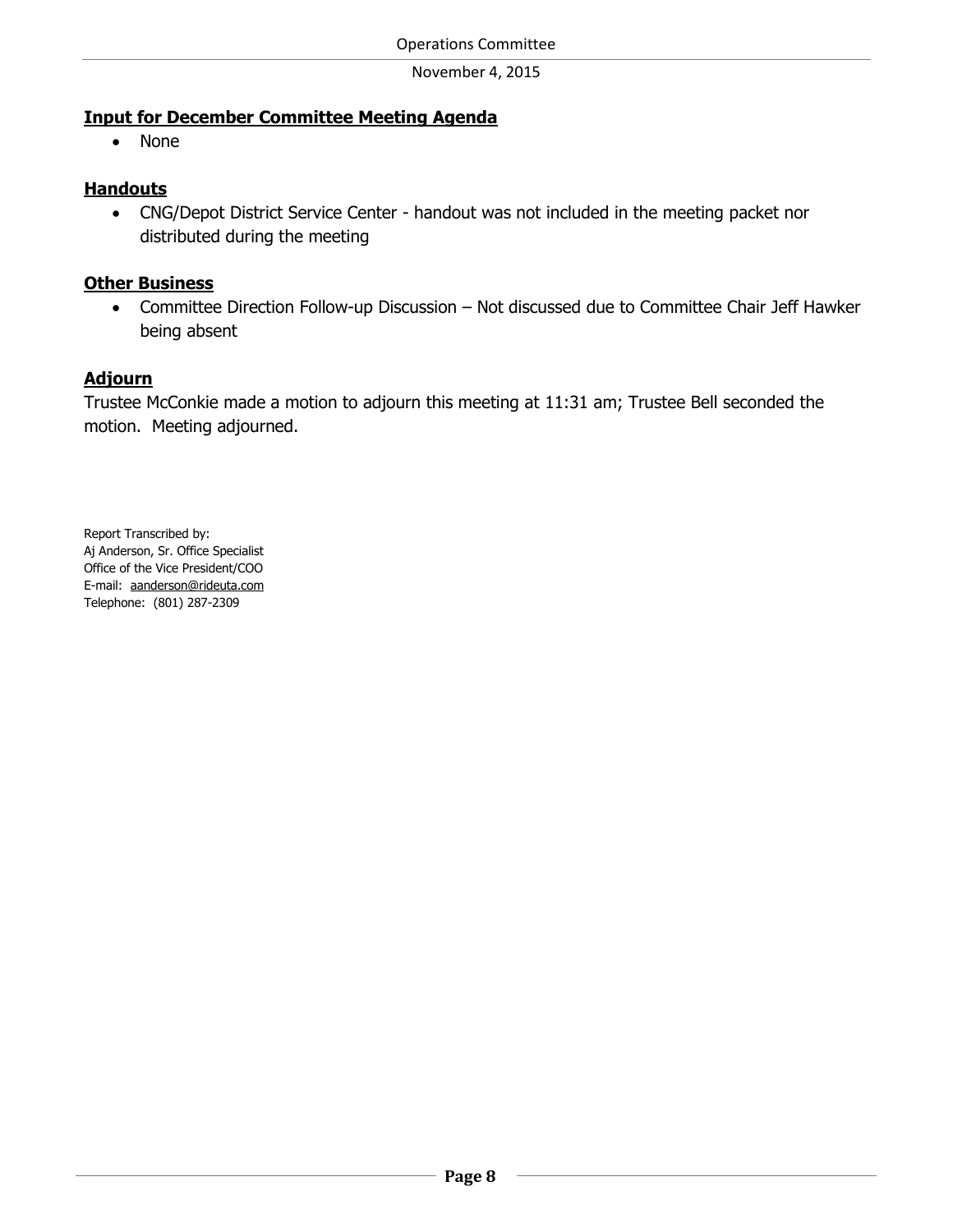## Input for December Committee Meeting Agenda

- None

## Handouts

- CNG/Depot District Service Center - handout was not included in the meeting packet nor distributed during the meeting

## Other Business

- Committee Direction Follow-up Discussion – Not discussed due to Committee Chair Jeff Hawker being absent

## Adjourn

Trustee McConkie made a motion to adjourn this meeting at 11:31 am; Trustee Bell seconded the motion. Meeting adjourned.

Report Transcribed by:
Aj Anderson, Sr. Office Specialist
Office of the Vice President/COO
E-mail: aanderson@rideuta.com
Telephone: (801) 287-2309